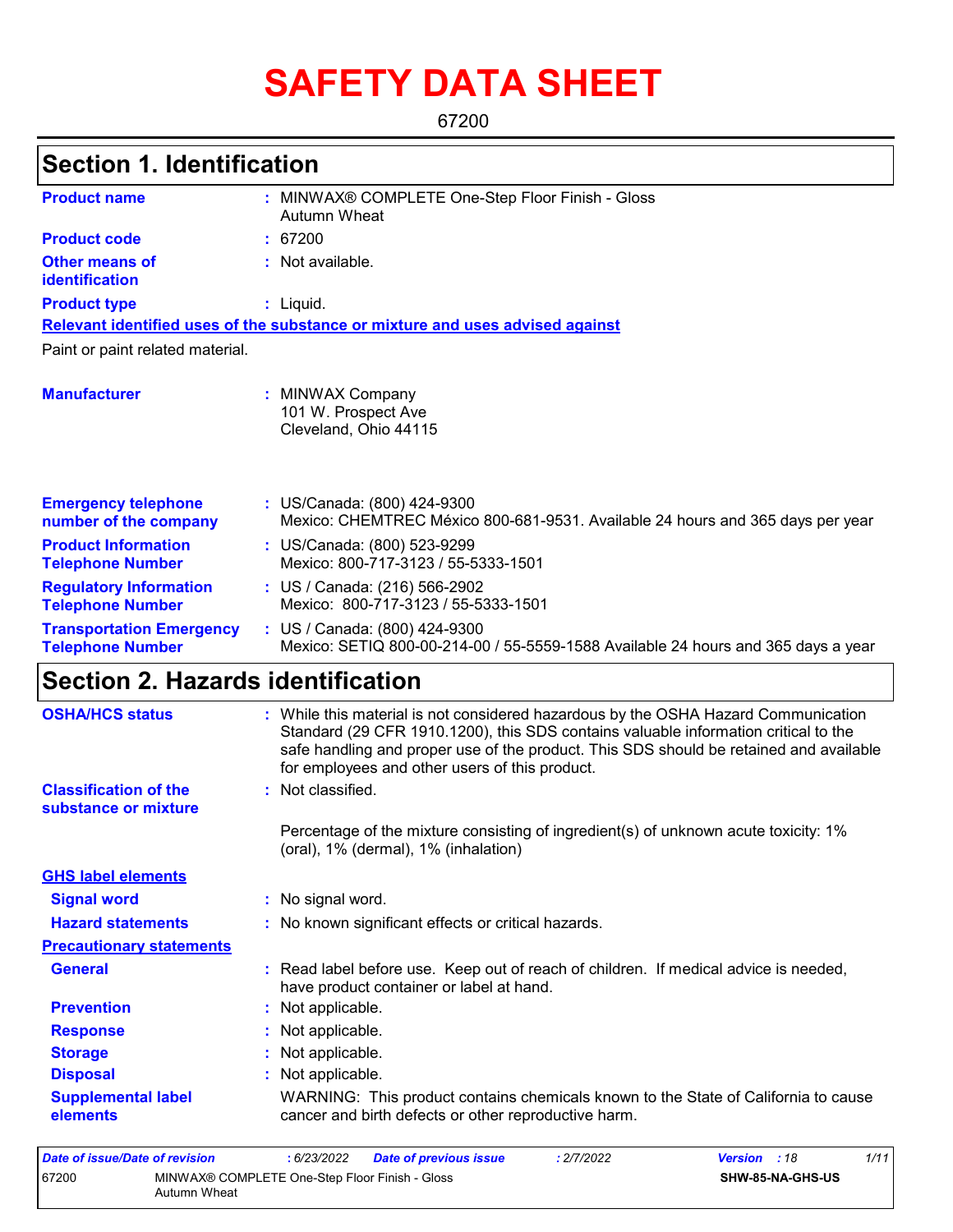# SAFETY DATA SHEET

67200

## Section 1. Identification

**Product name** : MINWAX® COMPLETE One-Step Floor Finish - Gloss Autumn Wheat

**Product code** : 67200

**Other means of identification** : Not available.

**Product type** : Liquid.

**Relevant identified uses of the substance or mixture and uses advised against**

Paint or paint related material.

**Manufacturer** : MINWAX Company
101 W. Prospect Ave
Cleveland, Ohio 44115

**Emergency telephone number of the company** : US/Canada: (800) 424-9300
Mexico: CHEMTREC México 800-681-9531. Available 24 hours and 365 days per year

**Product Information Telephone Number** : US/Canada: (800) 523-9299
Mexico: 800-717-3123 / 55-5333-1501

**Regulatory Information Telephone Number** : US / Canada: (216) 566-2902
Mexico: 800-717-3123 / 55-5333-1501

**Transportation Emergency Telephone Number** : US / Canada: (800) 424-9300
Mexico: SETIQ 800-00-214-00 / 55-5559-1588 Available 24 hours and 365 days a year

## Section 2. Hazards identification

**OSHA/HCS status** : While this material is not considered hazardous by the OSHA Hazard Communication Standard (29 CFR 1910.1200), this SDS contains valuable information critical to the safe handling and proper use of the product. This SDS should be retained and available for employees and other users of this product.

**Classification of the substance or mixture** : Not classified.

Percentage of the mixture consisting of ingredient(s) of unknown acute toxicity: 1% (oral), 1% (dermal), 1% (inhalation)

**GHS label elements**

**Signal word** : No signal word.

**Hazard statements** : No known significant effects or critical hazards.

**Precautionary statements**

**General** : Read label before use. Keep out of reach of children. If medical advice is needed, have product container or label at hand.

**Prevention** : Not applicable.

**Response** : Not applicable.

**Storage** : Not applicable.

**Disposal** : Not applicable.

**Supplemental label elements** : WARNING: This product contains chemicals known to the State of California to cause cancer and birth defects or other reproductive harm.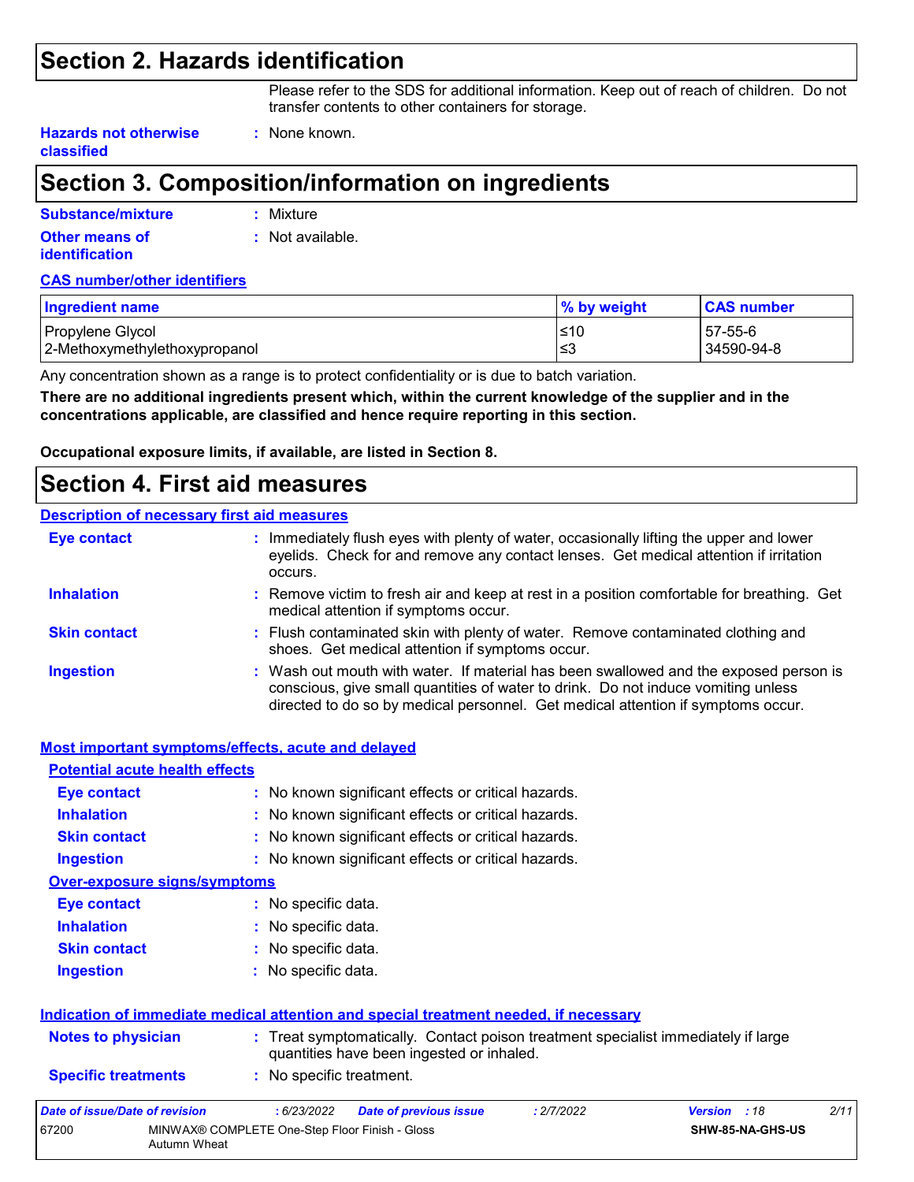# Section 2. Hazards identification

Please refer to the SDS for additional information. Keep out of reach of children. Do not transfer contents to other containers for storage.

**Hazards not otherwise classified** : None known.

# Section 3. Composition/information on ingredients

**Substance/mixture** : Mixture

**Other means of identification** : Not available.

**CAS number/other identifiers**

| Ingredient name | % by weight | CAS number |
| --- | --- | --- |
| Propylene Glycol | ≤10 | 57-55-6 |
| 2-Methoxymethylethoxypropanol | ≤3 | 34590-94-8 |

Any concentration shown as a range is to protect confidentiality or is due to batch variation.

**There are no additional ingredients present which, within the current knowledge of the supplier and in the concentrations applicable, are classified and hence require reporting in this section.**

**Occupational exposure limits, if available, are listed in Section 8.**

# Section 4. First aid measures

**Description of necessary first aid measures**

**Eye contact** : Immediately flush eyes with plenty of water, occasionally lifting the upper and lower eyelids. Check for and remove any contact lenses. Get medical attention if irritation occurs.

**Inhalation** : Remove victim to fresh air and keep at rest in a position comfortable for breathing. Get medical attention if symptoms occur.

**Skin contact** : Flush contaminated skin with plenty of water. Remove contaminated clothing and shoes. Get medical attention if symptoms occur.

**Ingestion** : Wash out mouth with water. If material has been swallowed and the exposed person is conscious, give small quantities of water to drink. Do not induce vomiting unless directed to do so by medical personnel. Get medical attention if symptoms occur.

**Most important symptoms/effects, acute and delayed**

**Potential acute health effects**

**Eye contact** : No known significant effects or critical hazards.

**Inhalation** : No known significant effects or critical hazards.

**Skin contact** : No known significant effects or critical hazards.

**Ingestion** : No known significant effects or critical hazards.

**Over-exposure signs/symptoms**

**Eye contact** : No specific data.

**Inhalation** : No specific data.

**Skin contact** : No specific data.

**Ingestion** : No specific data.

**Indication of immediate medical attention and special treatment needed, if necessary**

**Notes to physician** : Treat symptomatically. Contact poison treatment specialist immediately if large quantities have been ingested or inhaled.

**Specific treatments** : No specific treatment.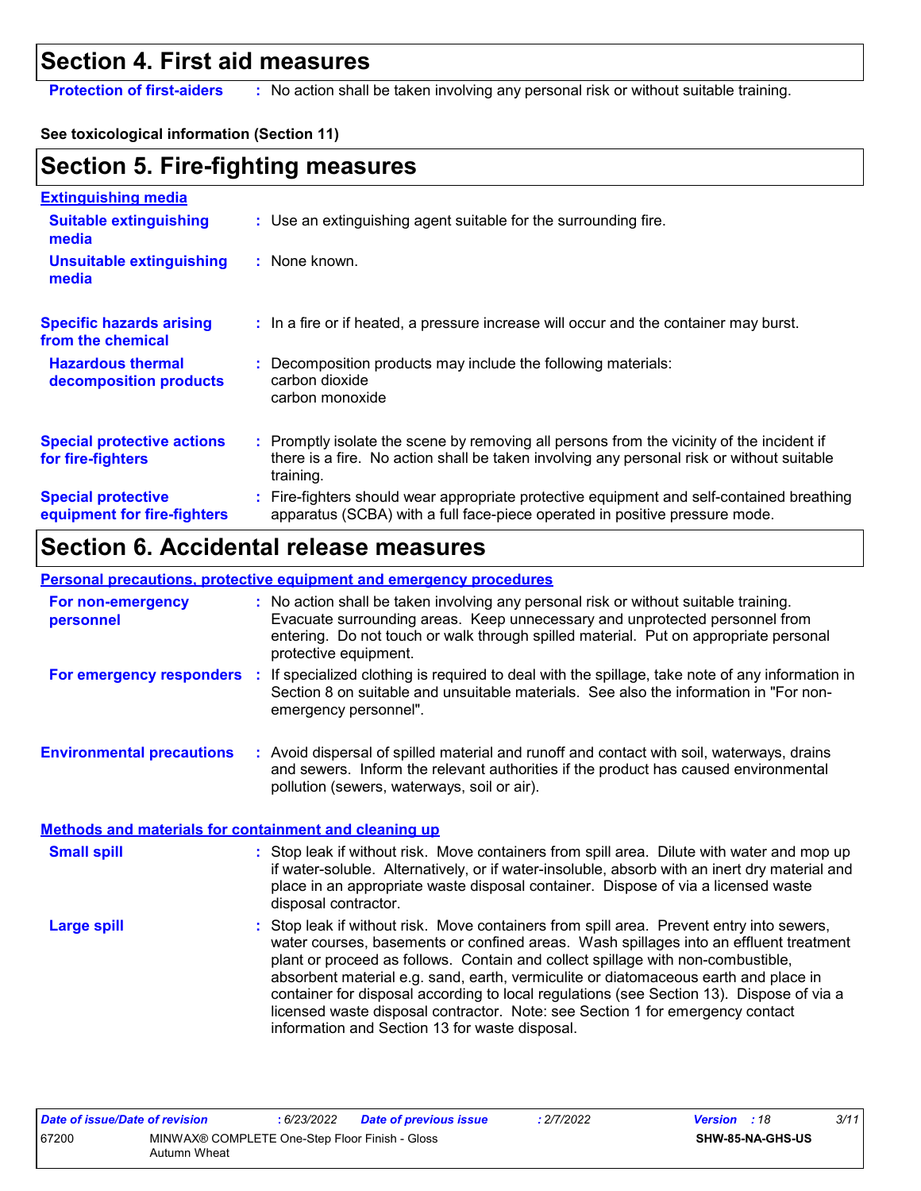## Section 4. First aid measures

**Protection of first-aiders** : No action shall be taken involving any personal risk or without suitable training.

**See toxicological information (Section 11)**

## Section 5. Fire-fighting measures

**Extinguishing media**

**Suitable extinguishing media** : Use an extinguishing agent suitable for the surrounding fire.

**Unsuitable extinguishing media** : None known.

**Specific hazards arising from the chemical** : In a fire or if heated, a pressure increase will occur and the container may burst.

**Hazardous thermal decomposition products** : Decomposition products may include the following materials:
carbon dioxide
carbon monoxide

**Special protective actions for fire-fighters** : Promptly isolate the scene by removing all persons from the vicinity of the incident if there is a fire. No action shall be taken involving any personal risk or without suitable training.

**Special protective equipment for fire-fighters** : Fire-fighters should wear appropriate protective equipment and self-contained breathing apparatus (SCBA) with a full face-piece operated in positive pressure mode.

## Section 6. Accidental release measures

**Personal precautions, protective equipment and emergency procedures**

**For non-emergency personnel** : No action shall be taken involving any personal risk or without suitable training. Evacuate surrounding areas. Keep unnecessary and unprotected personnel from entering. Do not touch or walk through spilled material. Put on appropriate personal protective equipment.

**For emergency responders** : If specialized clothing is required to deal with the spillage, take note of any information in Section 8 on suitable and unsuitable materials. See also the information in "For non-emergency personnel".

**Environmental precautions** : Avoid dispersal of spilled material and runoff and contact with soil, waterways, drains and sewers. Inform the relevant authorities if the product has caused environmental pollution (sewers, waterways, soil or air).

**Methods and materials for containment and cleaning up**

**Small spill** : Stop leak if without risk. Move containers from spill area. Dilute with water and mop up if water-soluble. Alternatively, or if water-insoluble, absorb with an inert dry material and place in an appropriate waste disposal container. Dispose of via a licensed waste disposal contractor.

**Large spill** : Stop leak if without risk. Move containers from spill area. Prevent entry into sewers, water courses, basements or confined areas. Wash spillages into an effluent treatment plant or proceed as follows. Contain and collect spillage with non-combustible, absorbent material e.g. sand, earth, vermiculite or diatomaceous earth and place in container for disposal according to local regulations (see Section 13). Dispose of via a licensed waste disposal contractor. Note: see Section 1 for emergency contact information and Section 13 for waste disposal.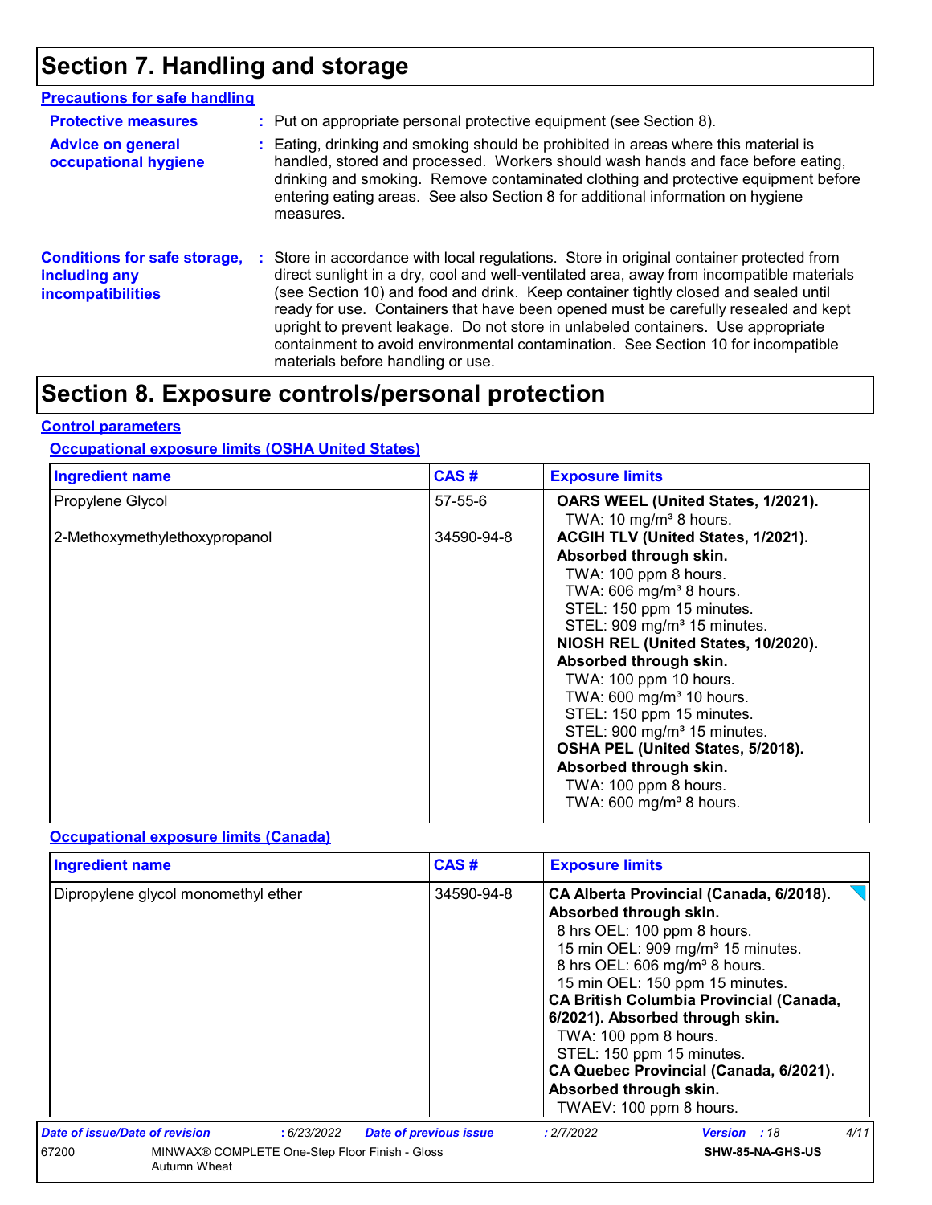# Section 7. Handling and storage

## Precautions for safe handling

**Protective measures** : Put on appropriate personal protective equipment (see Section 8).

**Advice on general occupational hygiene** : Eating, drinking and smoking should be prohibited in areas where this material is handled, stored and processed. Workers should wash hands and face before eating, drinking and smoking. Remove contaminated clothing and protective equipment before entering eating areas. See also Section 8 for additional information on hygiene measures.

**Conditions for safe storage, including any incompatibilities** : Store in accordance with local regulations. Store in original container protected from direct sunlight in a dry, cool and well-ventilated area, away from incompatible materials (see Section 10) and food and drink. Keep container tightly closed and sealed until ready for use. Containers that have been opened must be carefully resealed and kept upright to prevent leakage. Do not store in unlabeled containers. Use appropriate containment to avoid environmental contamination. See Section 10 for incompatible materials before handling or use.

# Section 8. Exposure controls/personal protection

## Control parameters

### Occupational exposure limits (OSHA United States)

| Ingredient name | CAS # | Exposure limits |
|---|---|---|
| Propylene Glycol | 57-55-6 | **OARS WEEL (United States, 1/2021).**<br>TWA: 10 mg/m³ 8 hours. |
| 2-Methoxymethylethoxypropanol | 34590-94-8 | **ACGIH TLV (United States, 1/2021). Absorbed through skin.**<br>TWA: 100 ppm 8 hours.<br>TWA: 606 mg/m³ 8 hours.<br>STEL: 150 ppm 15 minutes.<br>STEL: 909 mg/m³ 15 minutes.<br>**NIOSH REL (United States, 10/2020). Absorbed through skin.**<br>TWA: 100 ppm 10 hours.<br>TWA: 600 mg/m³ 10 hours.<br>STEL: 150 ppm 15 minutes.<br>STEL: 900 mg/m³ 15 minutes.<br>**OSHA PEL (United States, 5/2018). Absorbed through skin.**<br>TWA: 100 ppm 8 hours.<br>TWA: 600 mg/m³ 8 hours. |

### Occupational exposure limits (Canada)

| Ingredient name | CAS # | Exposure limits |
|---|---|---|
| Dipropylene glycol monomethyl ether | 34590-94-8 | **CA Alberta Provincial (Canada, 6/2018). Absorbed through skin.**<br>8 hrs OEL: 100 ppm 8 hours.<br>15 min OEL: 909 mg/m³ 15 minutes.<br>8 hrs OEL: 606 mg/m³ 8 hours.<br>15 min OEL: 150 ppm 15 minutes.<br>**CA British Columbia Provincial (Canada, 6/2021). Absorbed through skin.**<br>TWA: 100 ppm 8 hours.<br>STEL: 150 ppm 15 minutes.<br>**CA Quebec Provincial (Canada, 6/2021). Absorbed through skin.**<br>TWAEV: 100 ppm 8 hours. |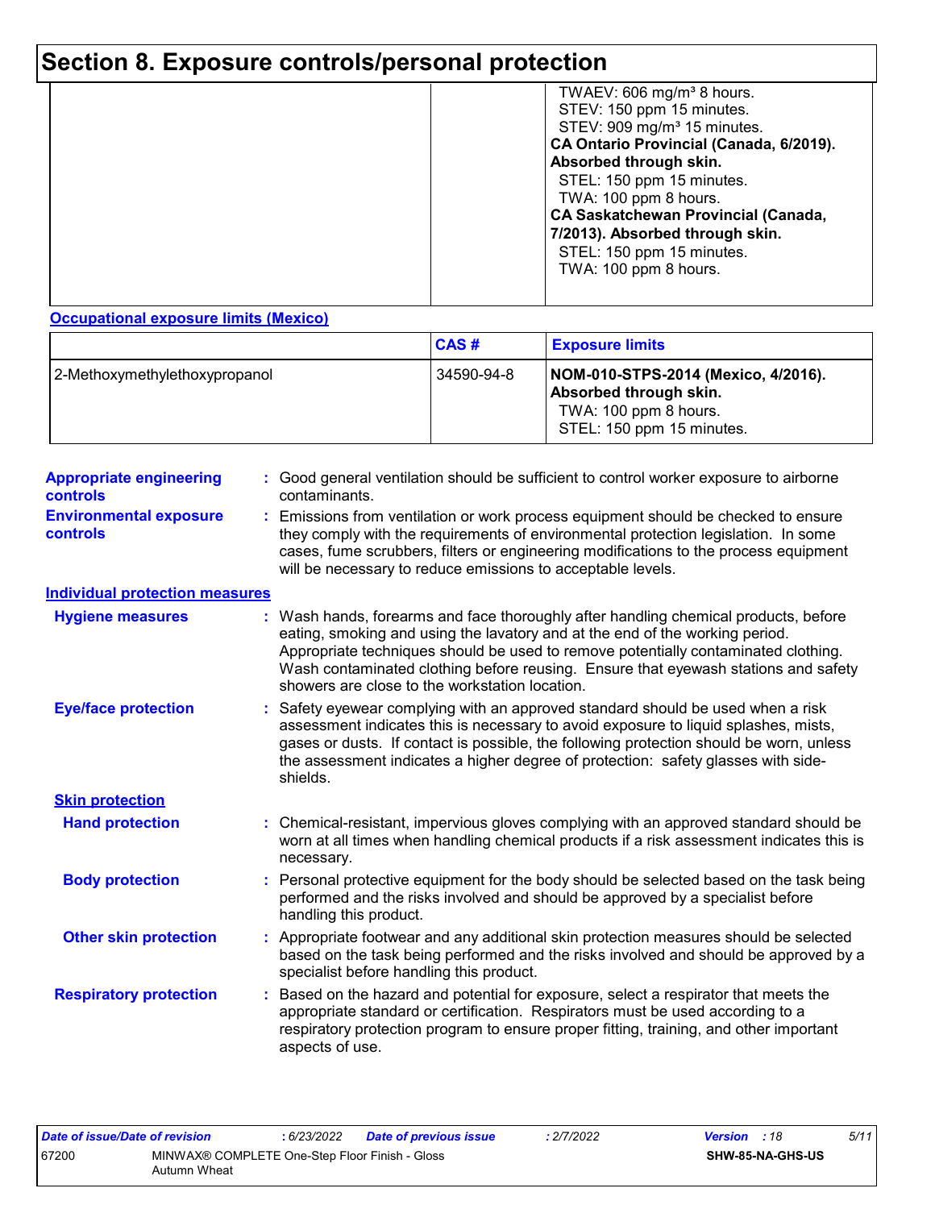# Section 8. Exposure controls/personal protection

| | | |
|---|---|---|
| | | TWAEV: 606 mg/m³ 8 hours.<br>STEV: 150 ppm 15 minutes.<br>STEV: 909 mg/m³ 15 minutes.<br>**CA Ontario Provincial (Canada, 6/2019). Absorbed through skin.**<br>STEL: 150 ppm 15 minutes.<br>TWA: 100 ppm 8 hours.<br>**CA Saskatchewan Provincial (Canada, 7/2013). Absorbed through skin.**<br>STEL: 150 ppm 15 minutes.<br>TWA: 100 ppm 8 hours. |

**Occupational exposure limits (Mexico)**

| | CAS # | Exposure limits |
|---|---|---|
| 2-Methoxymethylethoxypropanol | 34590-94-8 | **NOM-010-STPS-2014 (Mexico, 4/2016). Absorbed through skin.**<br>TWA: 100 ppm 8 hours.<br>STEL: 150 ppm 15 minutes. |

**Appropriate engineering controls** : Good general ventilation should be sufficient to control worker exposure to airborne contaminants.

**Environmental exposure controls** : Emissions from ventilation or work process equipment should be checked to ensure they comply with the requirements of environmental protection legislation. In some cases, fume scrubbers, filters or engineering modifications to the process equipment will be necessary to reduce emissions to acceptable levels.

**Individual protection measures**

**Hygiene measures** : Wash hands, forearms and face thoroughly after handling chemical products, before eating, smoking and using the lavatory and at the end of the working period. Appropriate techniques should be used to remove potentially contaminated clothing. Wash contaminated clothing before reusing. Ensure that eyewash stations and safety showers are close to the workstation location.

**Eye/face protection** : Safety eyewear complying with an approved standard should be used when a risk assessment indicates this is necessary to avoid exposure to liquid splashes, mists, gases or dusts. If contact is possible, the following protection should be worn, unless the assessment indicates a higher degree of protection: safety glasses with side-shields.

**Skin protection**

**Hand protection** : Chemical-resistant, impervious gloves complying with an approved standard should be worn at all times when handling chemical products if a risk assessment indicates this is necessary.

**Body protection** : Personal protective equipment for the body should be selected based on the task being performed and the risks involved and should be approved by a specialist before handling this product.

**Other skin protection** : Appropriate footwear and any additional skin protection measures should be selected based on the task being performed and the risks involved and should be approved by a specialist before handling this product.

**Respiratory protection** : Based on the hazard and potential for exposure, select a respirator that meets the appropriate standard or certification. Respirators must be used according to a respiratory protection program to ensure proper fitting, training, and other important aspects of use.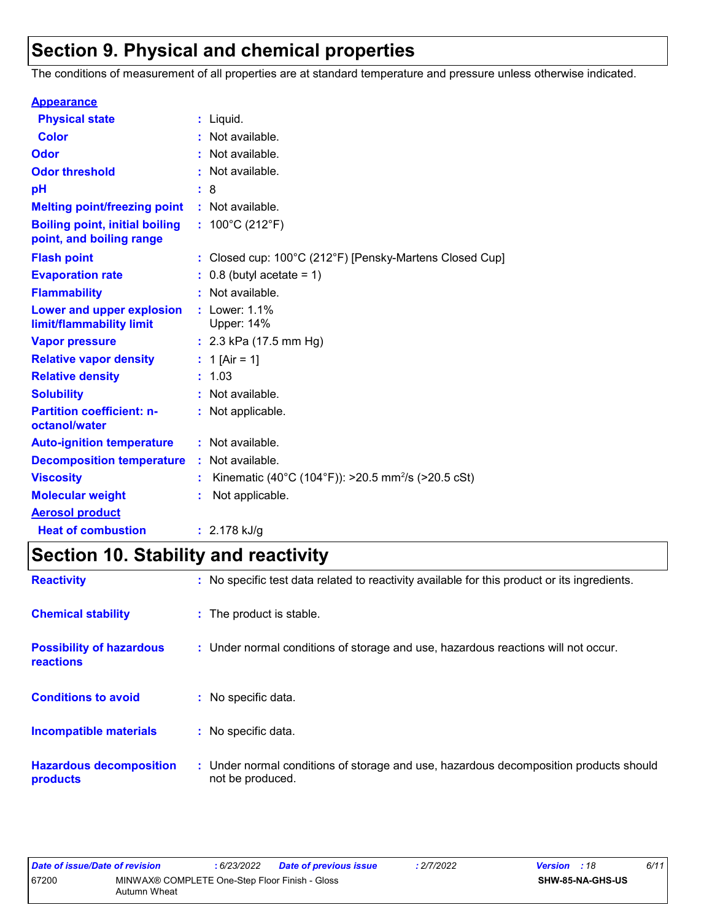# Section 9. Physical and chemical properties

The conditions of measurement of all properties are at standard temperature and pressure unless otherwise indicated.

| Property | Value |
|---|---|
| **Appearance** | |
| Physical state | Liquid. |
| Color | Not available. |
| Odor | Not available. |
| Odor threshold | Not available. |
| pH | 8 |
| Melting point/freezing point | Not available. |
| Boiling point, initial boiling point, and boiling range | 100°C (212°F) |
| Flash point | Closed cup: 100°C (212°F) [Pensky-Martens Closed Cup] |
| Evaporation rate | 0.8 (butyl acetate = 1) |
| Flammability | Not available. |
| Lower and upper explosion limit/flammability limit | Lower: 1.1%<br>Upper: 14% |
| Vapor pressure | 2.3 kPa (17.5 mm Hg) |
| Relative vapor density | 1 [Air = 1] |
| Relative density | 1.03 |
| Solubility | Not available. |
| Partition coefficient: n-octanol/water | Not applicable. |
| Auto-ignition temperature | Not available. |
| Decomposition temperature | Not available. |
| Viscosity | Kinematic (40°C (104°F)): >20.5 $mm^2/s$ (>20.5 cSt) |
| Molecular weight | Not applicable. |
| **Aerosol product** | |
| Heat of combustion | 2.178 kJ/g |

# Section 10. Stability and reactivity

| Property | Value |
|---|---|
| Reactivity | No specific test data related to reactivity available for this product or its ingredients. |
| Chemical stability | The product is stable. |
| Possibility of hazardous reactions | Under normal conditions of storage and use, hazardous reactions will not occur. |
| Conditions to avoid | No specific data. |
| Incompatible materials | No specific data. |
| Hazardous decomposition products | Under normal conditions of storage and use, hazardous decomposition products should not be produced. |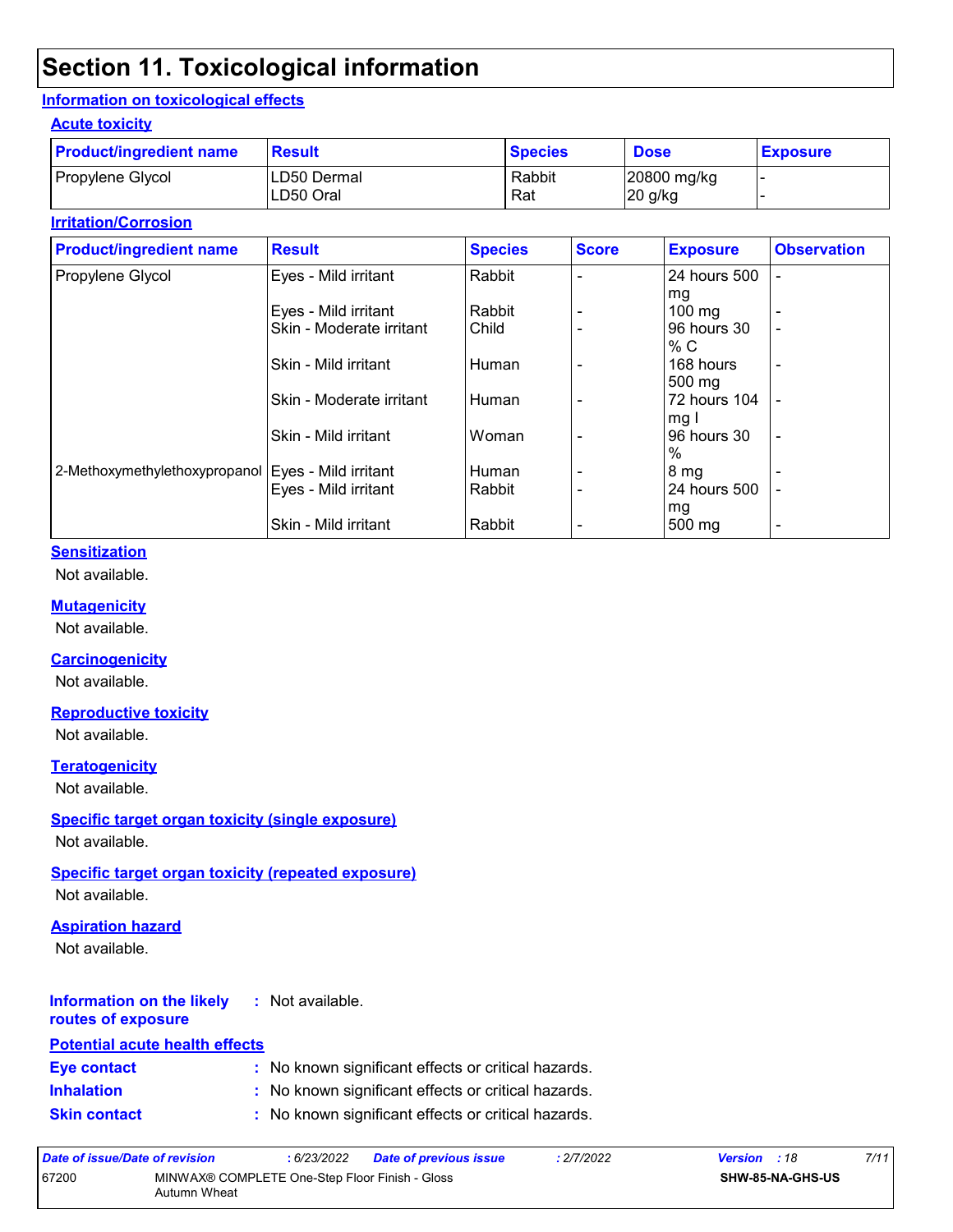# Section 11. Toxicological information

## Information on toxicological effects

### Acute toxicity

| Product/ingredient name | Result | Species | Dose | Exposure |
|---|---|---|---|---|
| Propylene Glycol | LD50 Dermal | Rabbit | 20800 mg/kg | - |
| | LD50 Oral | Rat | 20 g/kg | - |

### Irritation/Corrosion

| Product/ingredient name | Result | Species | Score | Exposure | Observation |
|---|---|---|---|---|---|
| Propylene Glycol | Eyes - Mild irritant | Rabbit | - | 24 hours 500 mg | - |
| | Eyes - Mild irritant | Rabbit | - | 100 mg | - |
| | Skin - Moderate irritant | Child | - | 96 hours 30 % C | - |
| | Skin - Mild irritant | Human | - | 168 hours 500 mg | - |
| | Skin - Moderate irritant | Human | - | 72 hours 104 mg I | - |
| | Skin - Mild irritant | Woman | - | 96 hours 30 % | - |
| 2-Methoxymethylethoxypropanol | Eyes - Mild irritant | Human | - | 8 mg | - |
| | Eyes - Mild irritant | Rabbit | - | 24 hours 500 mg | - |
| | Skin - Mild irritant | Rabbit | - | 500 mg | - |

### Sensitization

Not available.

### Mutagenicity

Not available.

### Carcinogenicity

Not available.

### Reproductive toxicity

Not available.

### Teratogenicity

Not available.

### Specific target organ toxicity (single exposure)

Not available.

### Specific target organ toxicity (repeated exposure)

Not available.

### Aspiration hazard

Not available.

**Information on the likely routes of exposure** : Not available.

### Potential acute health effects

**Eye contact** : No known significant effects or critical hazards.

**Inhalation** : No known significant effects or critical hazards.

**Skin contact** : No known significant effects or critical hazards.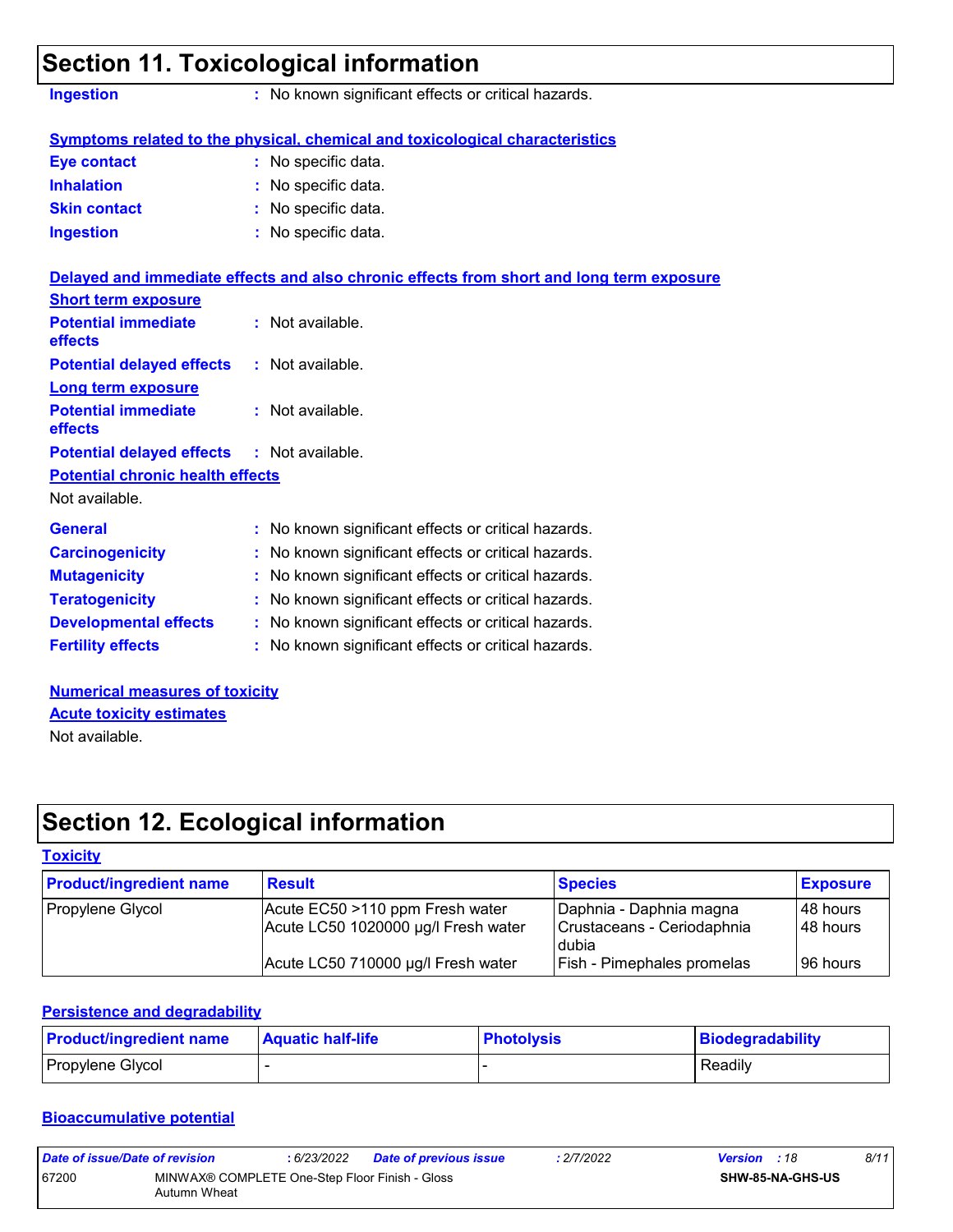## Section 11. Toxicological information

**Ingestion** : No known significant effects or critical hazards.

**Symptoms related to the physical, chemical and toxicological characteristics**

**Eye contact** : No specific data.

**Inhalation** : No specific data.

**Skin contact** : No specific data.

**Ingestion** : No specific data.

**Delayed and immediate effects and also chronic effects from short and long term exposure**

**Short term exposure**

**Potential immediate effects** : Not available.

**Potential delayed effects** : Not available.

**Long term exposure**

**Potential immediate effects** : Not available.

**Potential delayed effects** : Not available.

**Potential chronic health effects**

Not available.

**General** : No known significant effects or critical hazards.

**Carcinogenicity** : No known significant effects or critical hazards.

**Mutagenicity** : No known significant effects or critical hazards.

**Teratogenicity** : No known significant effects or critical hazards.

**Developmental effects** : No known significant effects or critical hazards.

**Fertility effects** : No known significant effects or critical hazards.

**Numerical measures of toxicity**

**Acute toxicity estimates**

Not available.

## Section 12. Ecological information

**Toxicity**

| Product/ingredient name | Result | Species | Exposure |
|---|---|---|---|
| Propylene Glycol | Acute EC50 >110 ppm Fresh water | Daphnia - Daphnia magna | 48 hours |
| | Acute LC50 1020000 µg/l Fresh water | Crustaceans - Ceriodaphnia dubia | 48 hours |
| | Acute LC50 710000 µg/l Fresh water | Fish - Pimephales promelas | 96 hours |

**Persistence and degradability**

| Product/ingredient name | Aquatic half-life | Photolysis | Biodegradability |
|---|---|---|---|
| Propylene Glycol | - | - | Readily |

**Bioaccumulative potential**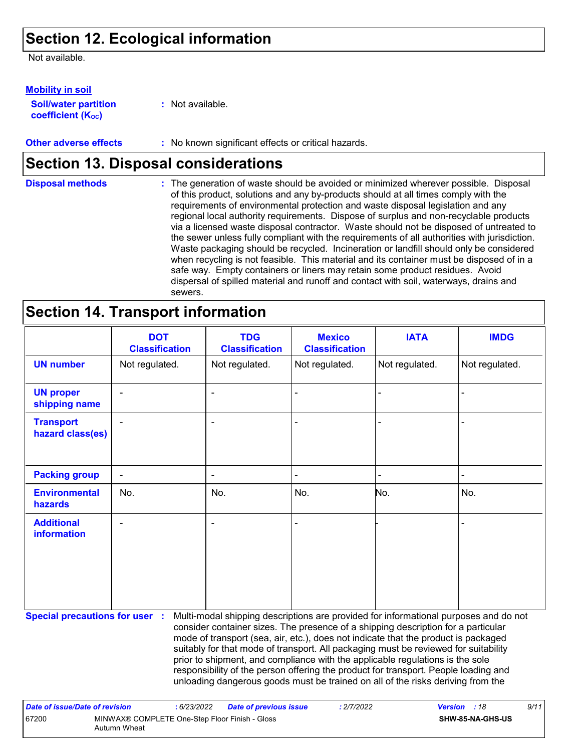## Section 12. Ecological information

Not available.

**Mobility in soil**

**Soil/water partition coefficient ($K_{OC}$)** : Not available.

**Other adverse effects** : No known significant effects or critical hazards.

## Section 13. Disposal considerations

**Disposal methods** : The generation of waste should be avoided or minimized wherever possible. Disposal of this product, solutions and any by-products should at all times comply with the requirements of environmental protection and waste disposal legislation and any regional local authority requirements. Dispose of surplus and non-recyclable products via a licensed waste disposal contractor. Waste should not be disposed of untreated to the sewer unless fully compliant with the requirements of all authorities with jurisdiction. Waste packaging should be recycled. Incineration or landfill should only be considered when recycling is not feasible. This material and its container must be disposed of in a safe way. Empty containers or liners may retain some product residues. Avoid dispersal of spilled material and runoff and contact with soil, waterways, drains and sewers.

## Section 14. Transport information

| | DOT Classification | TDG Classification | Mexico Classification | IATA | IMDG |
|---|---|---|---|---|---|
| **UN number** | Not regulated. | Not regulated. | Not regulated. | Not regulated. | Not regulated. |
| **UN proper shipping name** | - | - | - | - | - |
| **Transport hazard class(es)** | - | - | - | - | - |
| **Packing group** | - | - | - | - | - |
| **Environmental hazards** | No. | No. | No. | No. | No. |
| **Additional information** | - | - | - | - | - |

**Special precautions for user** : Multi-modal shipping descriptions are provided for informational purposes and do not consider container sizes. The presence of a shipping description for a particular mode of transport (sea, air, etc.), does not indicate that the product is packaged suitably for that mode of transport. All packaging must be reviewed for suitability prior to shipment, and compliance with the applicable regulations is the sole responsibility of the person offering the product for transport. People loading and unloading dangerous goods must be trained on all of the risks deriving from the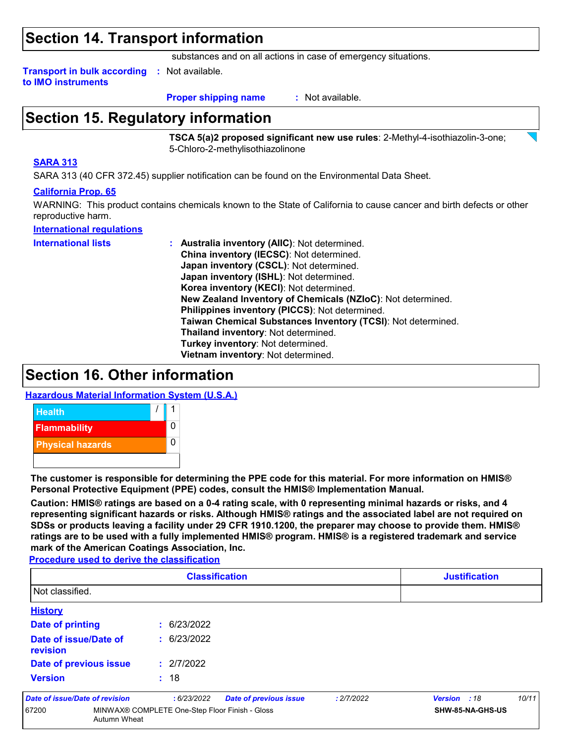## Section 14. Transport information

substances and on all actions in case of emergency situations.

**Transport in bulk according to IMO instruments** : Not available.

**Proper shipping name** : Not available.

## Section 15. Regulatory information

**TSCA 5(a)2 proposed significant new use rules**: 2-Methyl-4-isothiazolin-3-one; 5-Chloro-2-methylisothiazolinone

**SARA 313**

SARA 313 (40 CFR 372.45) supplier notification can be found on the Environmental Data Sheet.

**California Prop. 65**

WARNING: This product contains chemicals known to the State of California to cause cancer and birth defects or other reproductive harm.

**International regulations**

**International lists** :
- **Australia inventory (AIIC)**: Not determined.
- **China inventory (IECSC)**: Not determined.
- **Japan inventory (CSCL)**: Not determined.
- **Japan inventory (ISHL)**: Not determined.
- **Korea inventory (KECI)**: Not determined.
- **New Zealand Inventory of Chemicals (NZIoC)**: Not determined.
- **Philippines inventory (PICCS)**: Not determined.
- **Taiwan Chemical Substances Inventory (TCSI)**: Not determined.
- **Thailand inventory**: Not determined.
- **Turkey inventory**: Not determined.
- **Vietnam inventory**: Not determined.

## Section 16. Other information

**Hazardous Material Information System (U.S.A.)**

| | | |
|---|---|---|
| Health | / | 1 |
| Flammability | | 0 |
| Physical hazards | | 0 |
| | | |

**The customer is responsible for determining the PPE code for this material. For more information on HMIS® Personal Protective Equipment (PPE) codes, consult the HMIS® Implementation Manual.**

**Caution: HMIS® ratings are based on a 0-4 rating scale, with 0 representing minimal hazards or risks, and 4 representing significant hazards or risks. Although HMIS® ratings and the associated label are not required on SDSs or products leaving a facility under 29 CFR 1910.1200, the preparer may choose to provide them. HMIS® ratings are to be used with a fully implemented HMIS® program. HMIS® is a registered trademark and service mark of the American Coatings Association, Inc.**

**Procedure used to derive the classification**

| Classification | Justification |
|---|---|
| Not classified. | |

**History**

**Date of printing** : 6/23/2022

**Date of issue/Date of revision** : 6/23/2022

**Date of previous issue** : 2/7/2022

**Version** : 18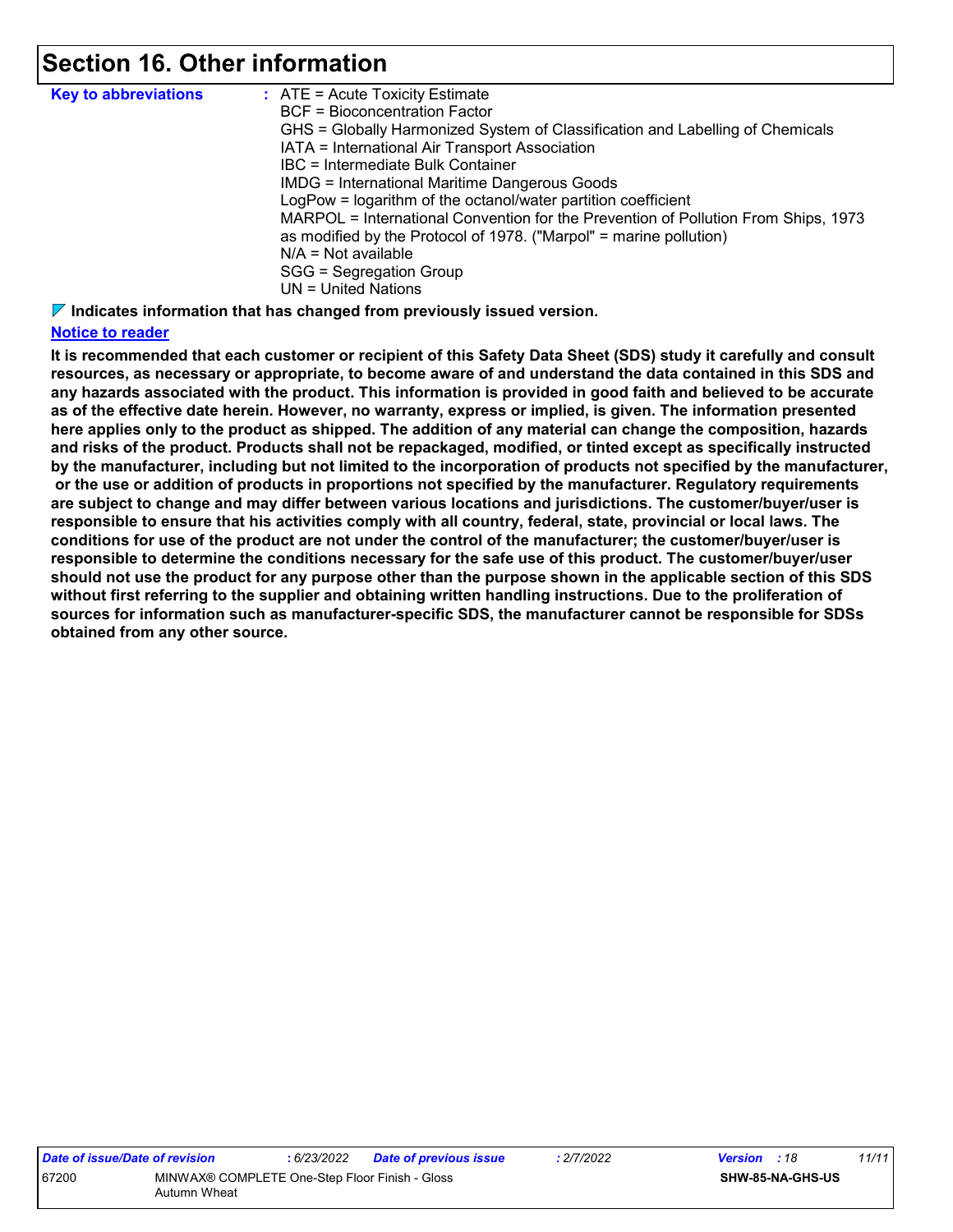## Section 16. Other information

**Key to abbreviations** : ATE = Acute Toxicity Estimate
BCF = Bioconcentration Factor
GHS = Globally Harmonized System of Classification and Labelling of Chemicals
IATA = International Air Transport Association
IBC = Intermediate Bulk Container
IMDG = International Maritime Dangerous Goods
LogPow = logarithm of the octanol/water partition coefficient
MARPOL = International Convention for the Prevention of Pollution From Ships, 1973 as modified by the Protocol of 1978. ("Marpol" = marine pollution)
N/A = Not available
SGG = Segregation Group
UN = United Nations

**Indicates information that has changed from previously issued version.**

**Notice to reader**

**It is recommended that each customer or recipient of this Safety Data Sheet (SDS) study it carefully and consult resources, as necessary or appropriate, to become aware of and understand the data contained in this SDS and any hazards associated with the product. This information is provided in good faith and believed to be accurate as of the effective date herein. However, no warranty, express or implied, is given. The information presented here applies only to the product as shipped. The addition of any material can change the composition, hazards and risks of the product. Products shall not be repackaged, modified, or tinted except as specifically instructed by the manufacturer, including but not limited to the incorporation of products not specified by the manufacturer, or the use or addition of products in proportions not specified by the manufacturer. Regulatory requirements are subject to change and may differ between various locations and jurisdictions. The customer/buyer/user is responsible to ensure that his activities comply with all country, federal, state, provincial or local laws. The conditions for use of the product are not under the control of the manufacturer; the customer/buyer/user is responsible to determine the conditions necessary for the safe use of this product. The customer/buyer/user should not use the product for any purpose other than the purpose shown in the applicable section of this SDS without first referring to the supplier and obtaining written handling instructions. Due to the proliferation of sources for information such as manufacturer-specific SDS, the manufacturer cannot be responsible for SDSs obtained from any other source.**